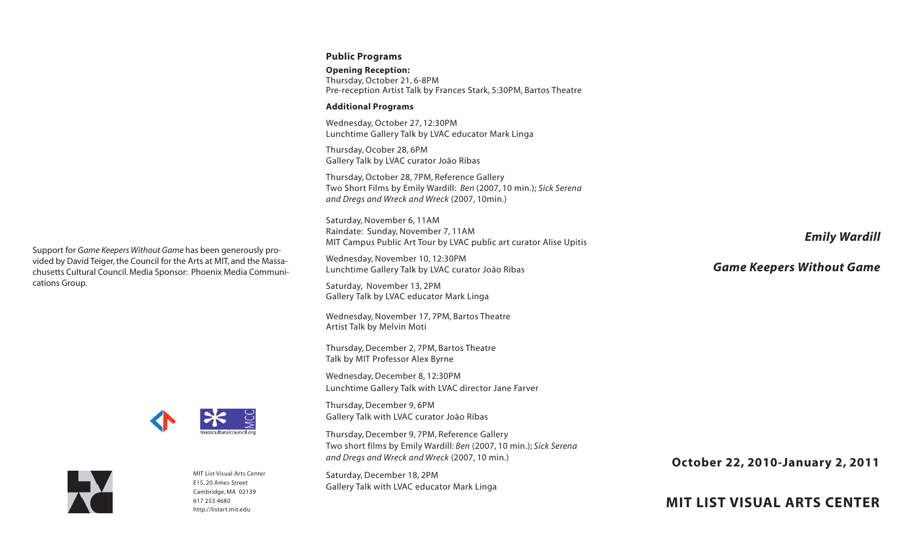Support for *Game Keepers Without Game* has been generously provided by David Teiger, the Council for the Arts at MIT, and the Massachusetts Cultural Council. Media Sponsor: Phoenix Media Communications Group.

masscultural council.org

MIT List Visual Arts Center
E15, 20 Ames Street
Cambridge, MA 02139
617 253 4680
http://listart.mit.edu

## Public Programs

**Opening Reception:**
Thursday, October 21, 6-8PM
Pre-reception Artist Talk by Frances Stark, 5:30PM, Bartos Theatre

**Additional Programs**

Wednesday, October 27, 12:30PM
Lunchtime Gallery Talk by LVAC educator Mark Linga

Thursday, Ocober 28, 6PM
Gallery Talk by LVAC curator João Ribas

Thursday, October 28, 7PM, Reference Gallery
Two Short Films by Emily Wardill: *Ben* (2007, 10 min.); *Sick Serena and Dregs and Wreck and Wreck* (2007, 10min.)

Saturday, November 6, 11AM
Raindate: Sunday, November 7, 11AM
MIT Campus Public Art Tour by LVAC public art curator Alise Upitis

Wednesday, November 10, 12:30PM
Lunchtime Gallery Talk by LVAC curator João Ribas

Saturday, November 13, 2PM
Gallery Talk by LVAC educator Mark Linga

Wednesday, November 17, 7PM, Bartos Theatre
Artist Talk by Melvin Moti

Thursday, December 2, 7PM, Bartos Theatre
Talk by MIT Professor Alex Byrne

Wednesday, December 8, 12:30PM
Lunchtime Gallery Talk with LVAC director Jane Farver

Thursday, December 9, 6PM
Gallery Talk with LVAC curator João Ribas

Thursday, December 9, 7PM, Reference Gallery
Two short films by Emily Wardill: *Ben* (2007, 10 min.); *Sick Serena and Dregs and Wreck and Wreck* (2007, 10 min.)

Saturday, December 18, 2PM
Gallery Talk with LVAC educator Mark Linga

# *Emily Wardill*

# *Game Keepers Without Game*

**October 22, 2010-January 2, 2011**

**MIT LIST VISUAL ARTS CENTER**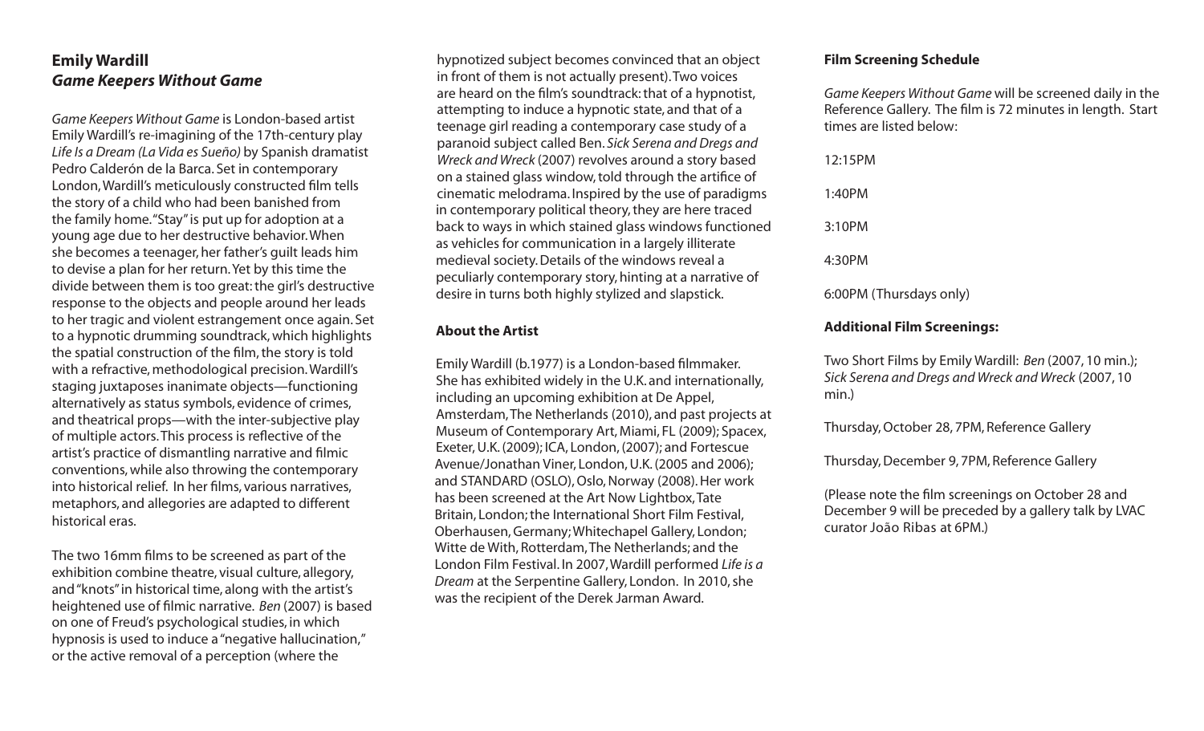## Emily Wardill

### *Game Keepers Without Game*

*Game Keepers Without Game* is London-based artist Emily Wardill's re-imagining of the 17th-century play *Life Is a Dream (La Vida es Sueño)* by Spanish dramatist Pedro Calderón de la Barca. Set in contemporary London, Wardill's meticulously constructed film tells the story of a child who had been banished from the family home. "Stay" is put up for adoption at a young age due to her destructive behavior. When she becomes a teenager, her father's guilt leads him to devise a plan for her return. Yet by this time the divide between them is too great: the girl's destructive response to the objects and people around her leads to her tragic and violent estrangement once again. Set to a hypnotic drumming soundtrack, which highlights the spatial construction of the film, the story is told with a refractive, methodological precision. Wardill's staging juxtaposes inanimate objects—functioning alternatively as status symbols, evidence of crimes, and theatrical props—with the inter-subjective play of multiple actors. This process is reflective of the artist's practice of dismantling narrative and filmic conventions, while also throwing the contemporary into historical relief. In her films, various narratives, metaphors, and allegories are adapted to different historical eras.

The two 16mm films to be screened as part of the exhibition combine theatre, visual culture, allegory, and "knots" in historical time, along with the artist's heightened use of filmic narrative. *Ben* (2007) is based on one of Freud's psychological studies, in which hypnosis is used to induce a "negative hallucination," or the active removal of a perception (where the hypnotized subject becomes convinced that an object in front of them is not actually present). Two voices are heard on the film's soundtrack: that of a hypnotist, attempting to induce a hypnotic state, and that of a teenage girl reading a contemporary case study of a paranoid subject called Ben. *Sick Serena and Dregs and Wreck and Wreck* (2007) revolves around a story based on a stained glass window, told through the artifice of cinematic melodrama. Inspired by the use of paradigms in contemporary political theory, they are here traced back to ways in which stained glass windows functioned as vehicles for communication in a largely illiterate medieval society. Details of the windows reveal a peculiarly contemporary story, hinting at a narrative of desire in turns both highly stylized and slapstick.

### About the Artist

Emily Wardill (b.1977) is a London-based filmmaker. She has exhibited widely in the U.K. and internationally, including an upcoming exhibition at De Appel, Amsterdam, The Netherlands (2010), and past projects at Museum of Contemporary Art, Miami, FL (2009); Spacex, Exeter, U.K. (2009); ICA, London, (2007); and Fortescue Avenue/Jonathan Viner, London, U.K. (2005 and 2006); and STANDARD (OSLO), Oslo, Norway (2008). Her work has been screened at the Art Now Lightbox, Tate Britain, London; the International Short Film Festival, Oberhausen, Germany; Whitechapel Gallery, London; Witte de With, Rotterdam, The Netherlands; and the London Film Festival. In 2007, Wardill performed *Life is a Dream* at the Serpentine Gallery, London. In 2010, she was the recipient of the Derek Jarman Award.

### Film Screening Schedule

*Game Keepers Without Game* will be screened daily in the Reference Gallery. The film is 72 minutes in length. Start times are listed below:

12:15PM

1:40PM

3:10PM

4:30PM

6:00PM (Thursdays only)

### Additional Film Screenings:

Two Short Films by Emily Wardill: *Ben* (2007, 10 min.); *Sick Serena and Dregs and Wreck and Wreck* (2007, 10 min.)

Thursday, October 28, 7PM, Reference Gallery

Thursday, December 9, 7PM, Reference Gallery

(Please note the film screenings on October 28 and December 9 will be preceded by a gallery talk by LVAC curator João Ribas at 6PM.)